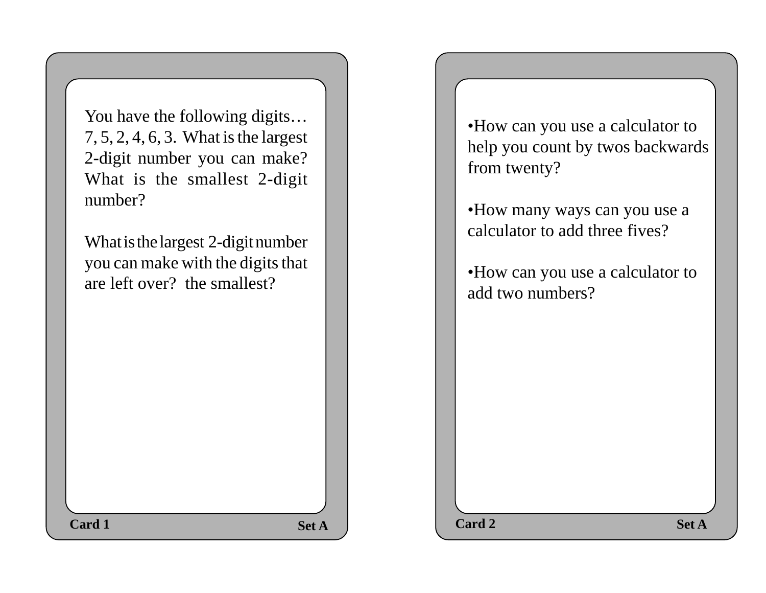You have the following digits… 7, 5, 2, 4, 6, 3. What is the largest 2-digit number you can make? What is the smallest 2-digit number?

What is the largest 2-digit number you can make with the digits that are left over? the smallest?

**Card 1** **Set A**

---

•How can you use a calculator to help you count by twos backwards from twenty?

•How many ways can you use a calculator to add three fives?

•How can you use a calculator to add two numbers?

**Card 2** **Set A**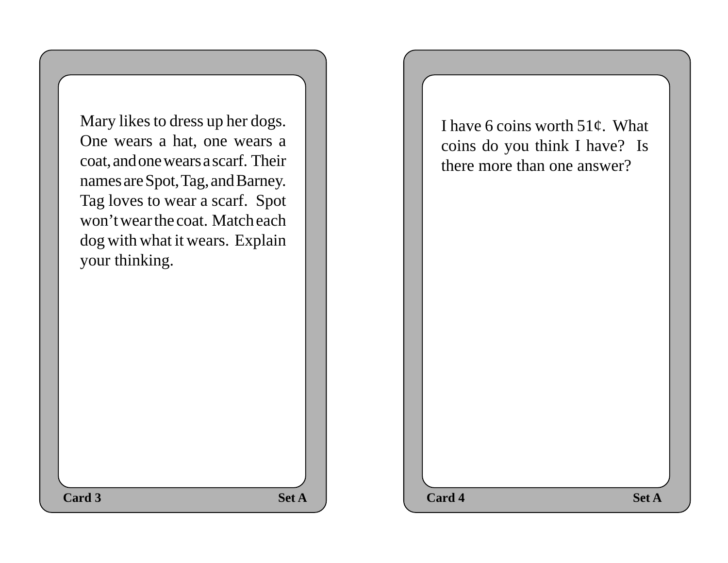Mary likes to dress up her dogs. One wears a hat, one wears a coat, and one wears a scarf. Their names are Spot, Tag, and Barney. Tag loves to wear a scarf. Spot won't wear the coat. Match each dog with what it wears. Explain your thinking.

**Card 3** **Set A**

I have 6 coins worth 51¢. What coins do you think I have? Is there more than one answer?

**Card 4** **Set A**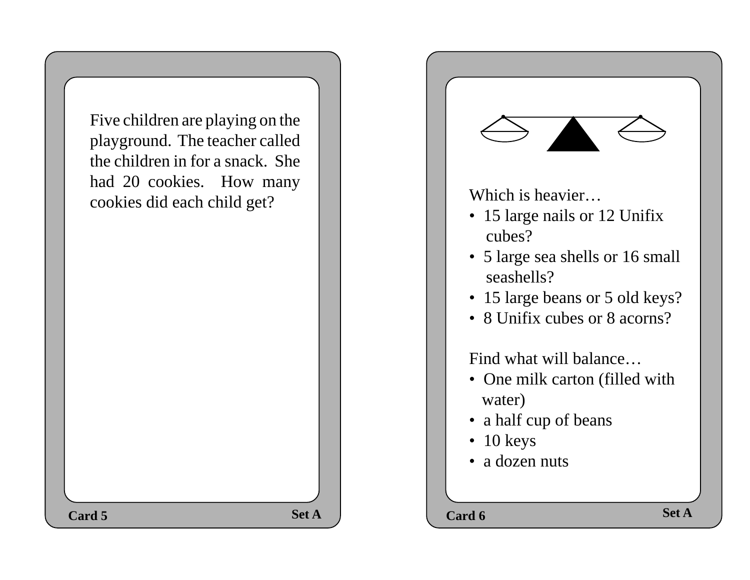Five children are playing on the playground. The teacher called the children in for a snack. She had 20 cookies. How many cookies did each child get?

Card 5 Set A

Which is heavier…

- 15 large nails or 12 Unifix cubes?
- 5 large sea shells or 16 small seashells?
- 15 large beans or 5 old keys?
- 8 Unifix cubes or 8 acorns?

Find what will balance…

- One milk carton (filled with water)
- a half cup of beans
- 10 keys
- a dozen nuts

Card 6 Set A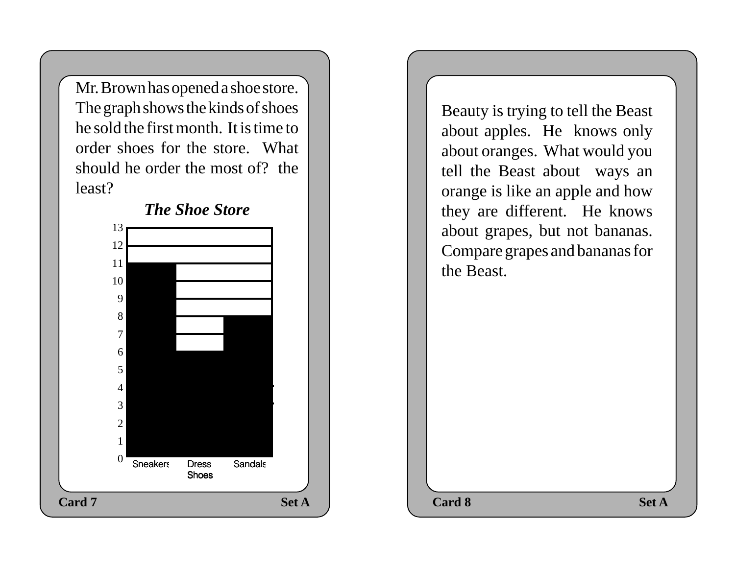Mr. Brown has opened a shoe store. The graph shows the kinds of shoes he sold the first month. It is time to order shoes for the store. What should he order the most of? the least?

***The Shoe Store***

| Kind of Shoe | Number Sold |
|---|---|
| Sneakers | 11 |
| Dress Shoes | 6 |
| Sandals | 8 |

**Card 7** **Set A**

---

Beauty is trying to tell the Beast about apples. He knows only about oranges. What would you tell the Beast about ways an orange is like an apple and how they are different. He knows about grapes, but not bananas. Compare grapes and bananas for the Beast.

**Card 8** **Set A**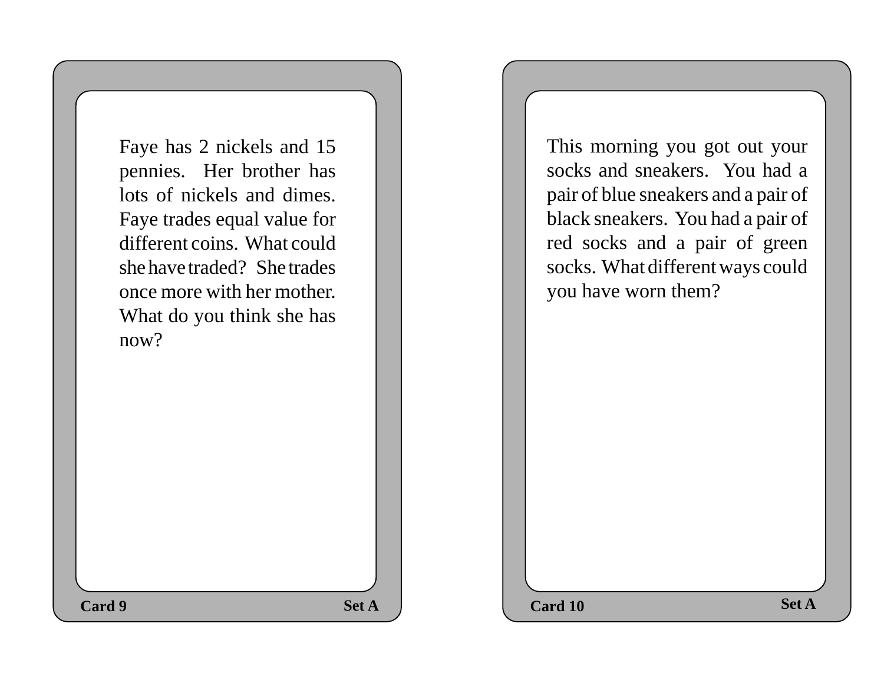Faye has 2 nickels and 15 pennies. Her brother has lots of nickels and dimes. Faye trades equal value for different coins. What could she have traded? She trades once more with her mother. What do you think she has now?

**Card 9** **Set A**

This morning you got out your socks and sneakers. You had a pair of blue sneakers and a pair of black sneakers. You had a pair of red socks and a pair of green socks. What different ways could you have worn them?

**Card 10** **Set A**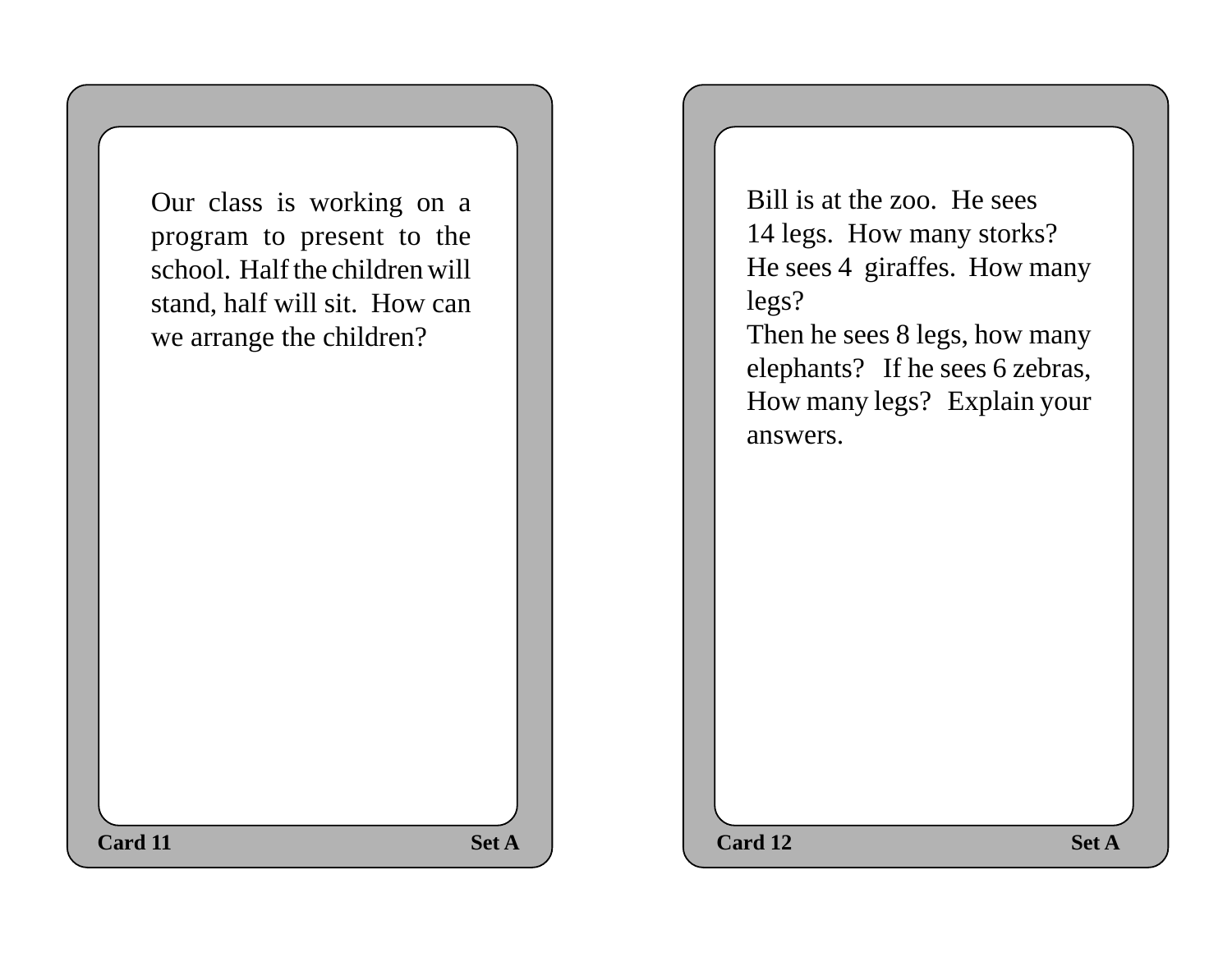Our class is working on a program to present to the school. Half the children will stand, half will sit. How can we arrange the children?

Card 11 Set A

Bill is at the zoo. He sees 14 legs. How many storks? He sees 4 giraffes. How many legs?
Then he sees 8 legs, how many elephants? If he sees 6 zebras, How many legs? Explain your answers.

Card 12 Set A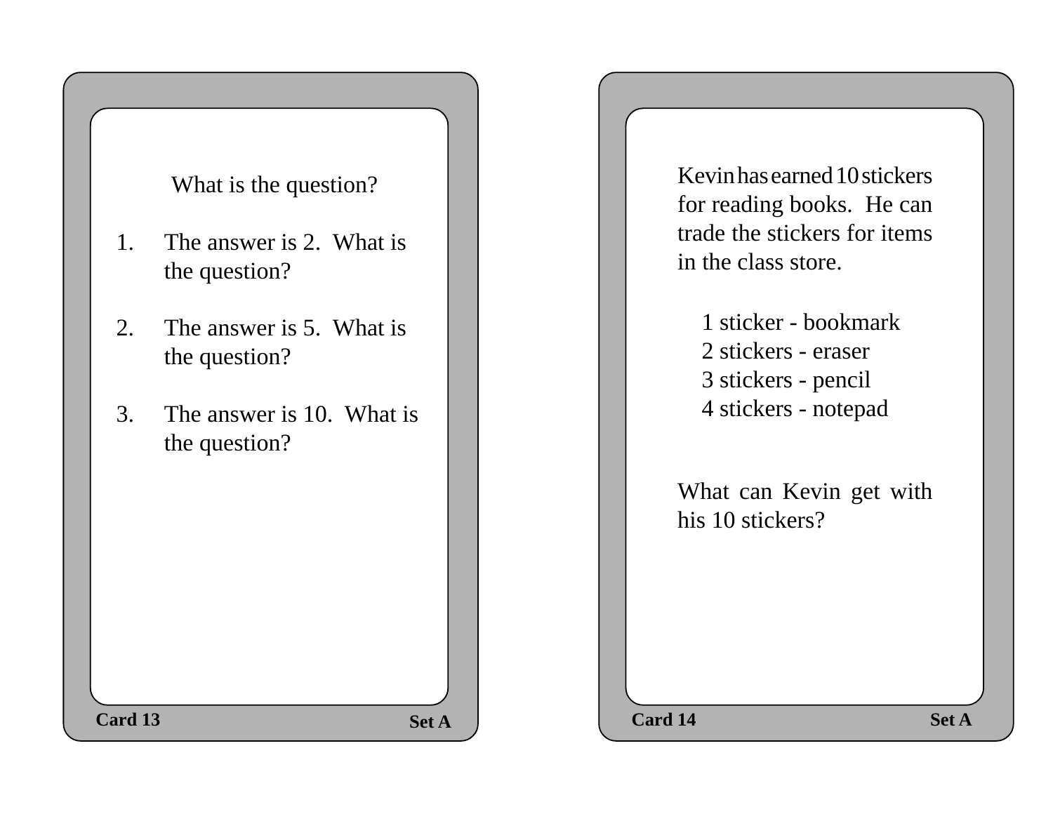What is the question?

1. The answer is 2. What is the question?

2. The answer is 5. What is the question?

3. The answer is 10. What is the question?

**Card 13** **Set A**

Kevin has earned 10 stickers for reading books. He can trade the stickers for items in the class store.

1 sticker - bookmark
2 stickers - eraser
3 stickers - pencil
4 stickers - notepad

What can Kevin get with his 10 stickers?

**Card 14** **Set A**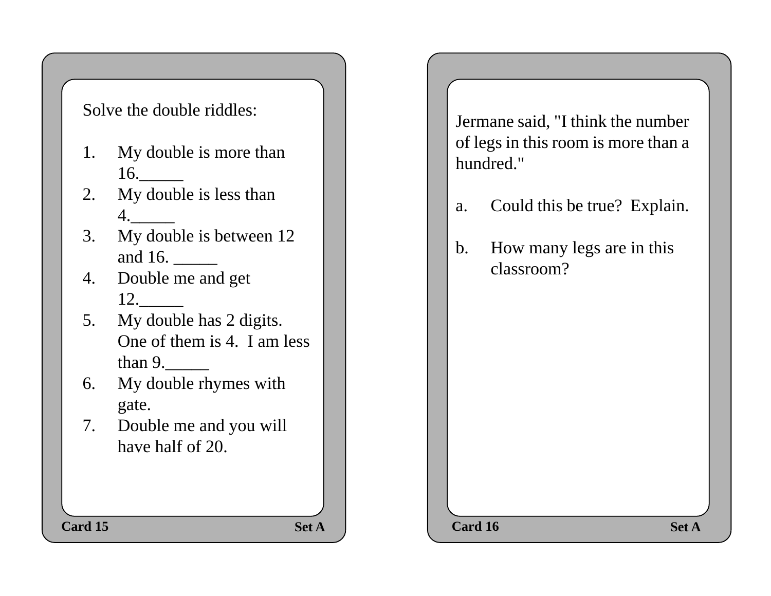Solve the double riddles:

1. My double is more than 16.\_\_\_\_\_
2. My double is less than 4.\_\_\_\_\_
3. My double is between 12 and 16. \_\_\_\_\_
4. Double me and get 12.\_\_\_\_\_
5. My double has 2 digits. One of them is 4. I am less than 9.\_\_\_\_\_
6. My double rhymes with gate.
7. Double me and you will have half of 20.

**Card 15** **Set A**

Jermane said, "I think the number of legs in this room is more than a hundred."

a. Could this be true? Explain.

b. How many legs are in this classroom?

**Card 16** **Set A**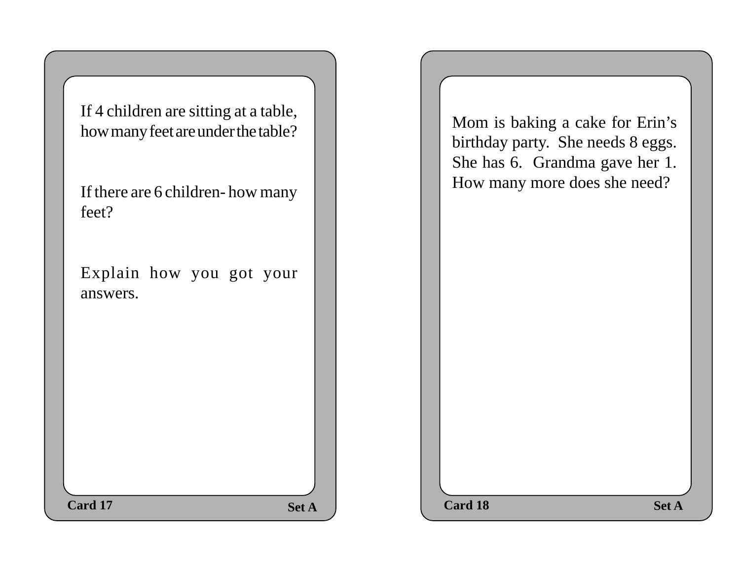If 4 children are sitting at a table, how many feet are under the table?

If there are 6 children- how many feet?

Explain how you got your answers.

**Card 17** **Set A**

Mom is baking a cake for Erin's birthday party. She needs 8 eggs. She has 6. Grandma gave her 1. How many more does she need?

**Card 18** **Set A**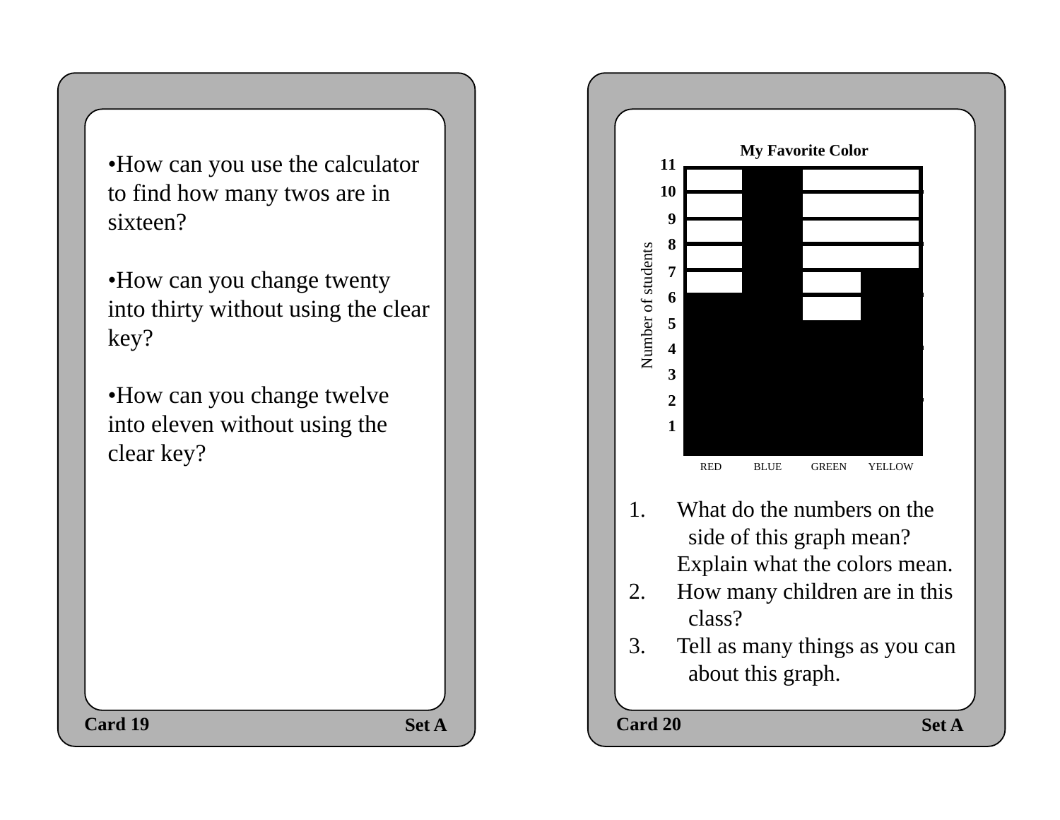•How can you use the calculator to find how many twos are in sixteen?

•How can you change twenty into thirty without using the clear key?

•How can you change twelve into eleven without using the clear key?

Card 19 Set A

**My Favorite Color**

| Color | Number of students |
|---|---|
| RED | 6 |
| BLUE | 11 |
| GREEN | 5 |
| YELLOW | 7 |

1. What do the numbers on the side of this graph mean? Explain what the colors mean.
2. How many children are in this class?
3. Tell as many things as you can about this graph.

Card 20 Set A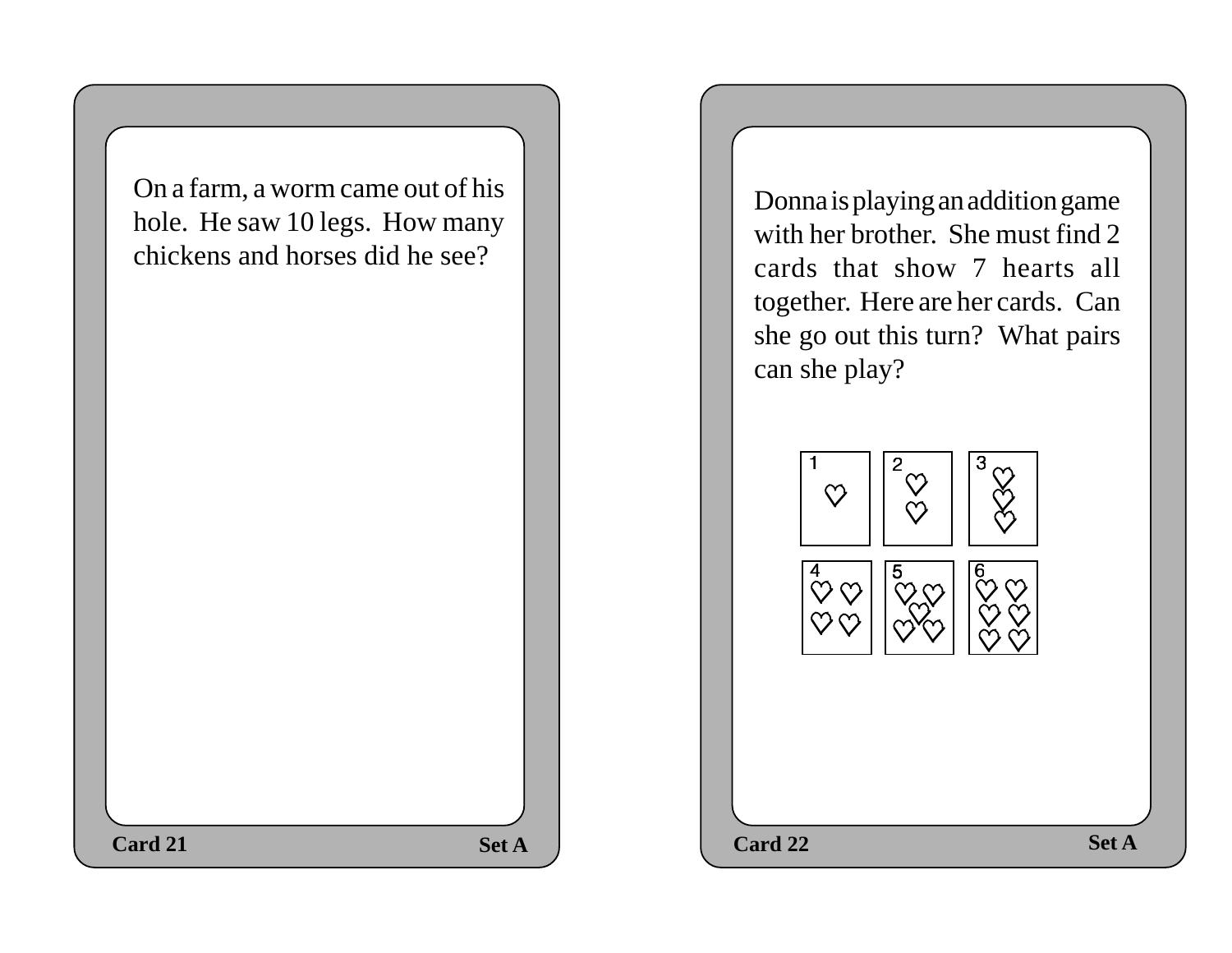On a farm, a worm came out of his hole. He saw 10 legs. How many chickens and horses did he see?

**Card 21** **Set A**

Donna is playing an addition game with her brother. She must find 2 cards that show 7 hearts all together. Here are her cards. Can she go out this turn? What pairs can she play?

1 ♡ | 2 ♡♡ | 3 ♡♡♡

4 ♡♡♡♡ | 5 ♡♡♡♡♡ | 6 ♡♡♡♡♡♡

**Card 22** **Set A**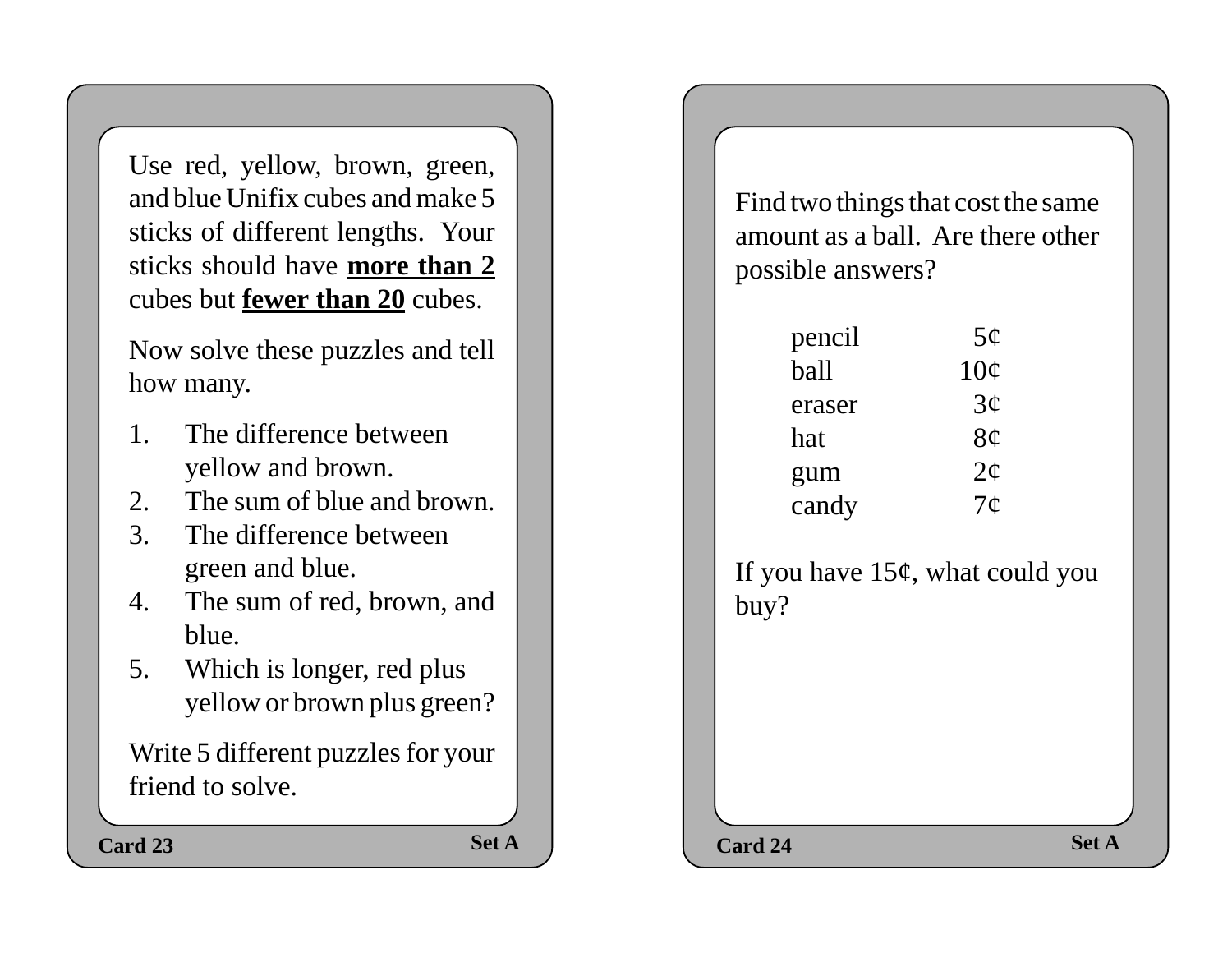Use red, yellow, brown, green, and blue Unifix cubes and make 5 sticks of different lengths. Your sticks should have **more than 2** cubes but **fewer than 20** cubes.

Now solve these puzzles and tell how many.

1. The difference between yellow and brown.
2. The sum of blue and brown.
3. The difference between green and blue.
4. The sum of red, brown, and blue.
5. Which is longer, red plus yellow or brown plus green?

Write 5 different puzzles for your friend to solve.

**Card 23** **Set A**

Find two things that cost the same amount as a ball. Are there other possible answers?

| | |
|---|---|
| pencil | 5¢ |
| ball | 10¢ |
| eraser | 3¢ |
| hat | 8¢ |
| gum | 2¢ |
| candy | 7¢ |

If you have 15¢, what could you buy?

**Card 24** **Set A**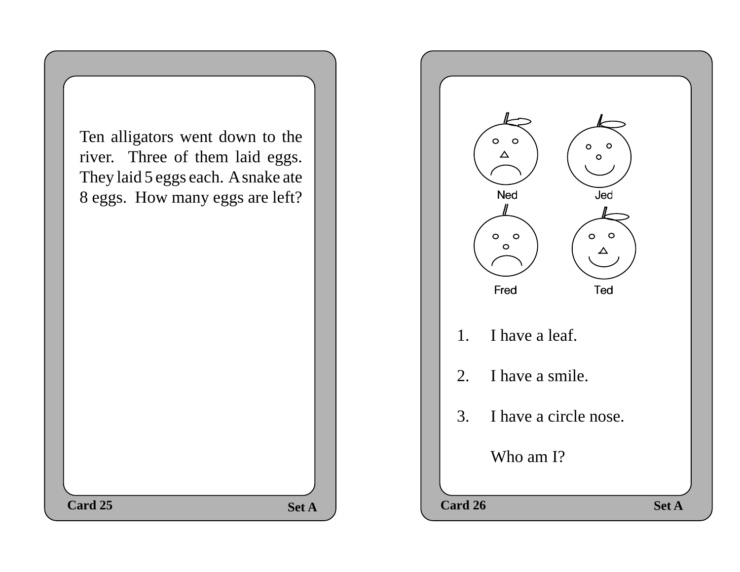Ten alligators went down to the river. Three of them laid eggs. They laid 5 eggs each. A snake ate 8 eggs. How many eggs are left?

Card 25 Set A

Ned Jed

Fred Ted

1. I have a leaf.
2. I have a smile.
3. I have a circle nose.

Who am I?

Card 26 Set A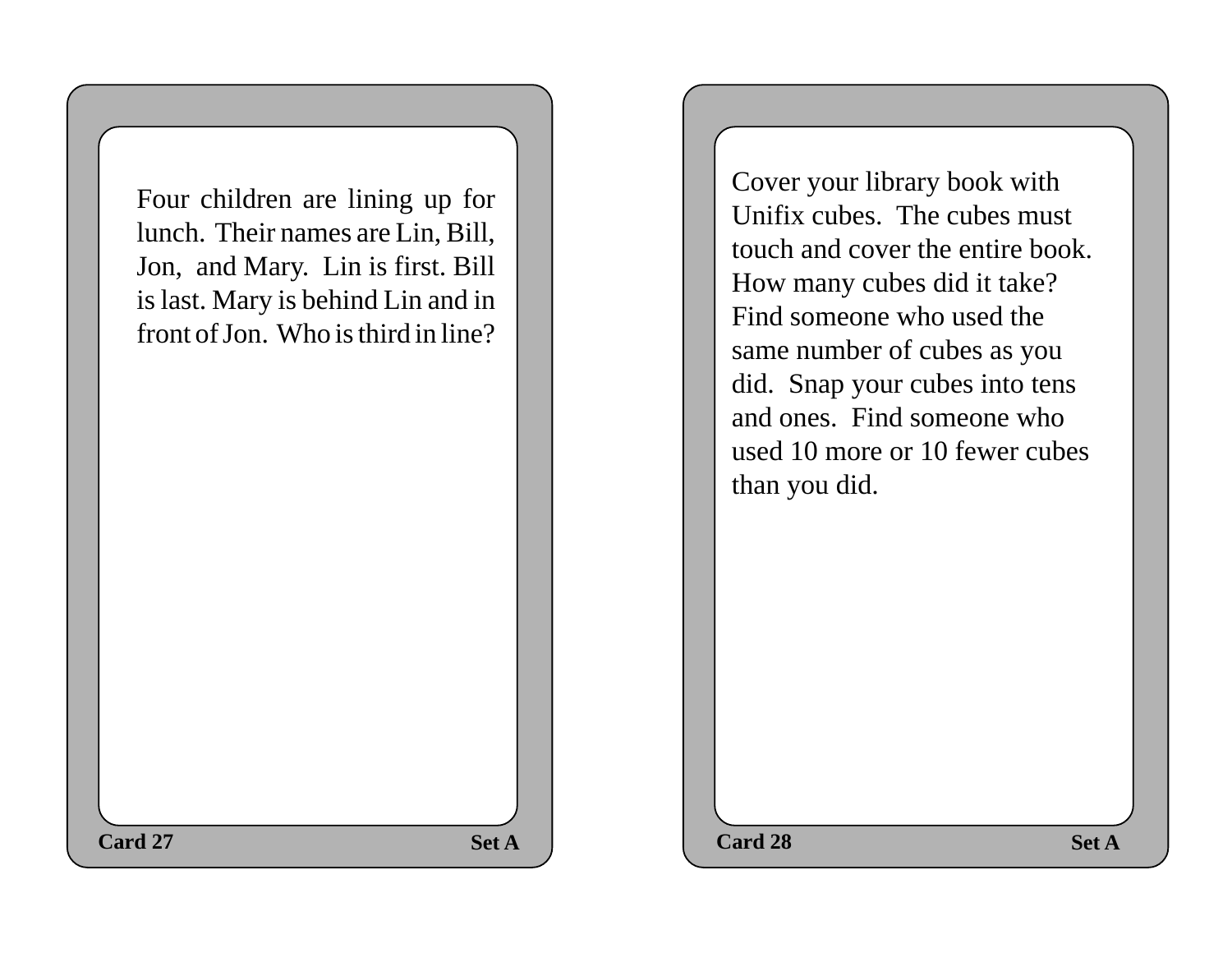Four children are lining up for lunch. Their names are Lin, Bill, Jon, and Mary. Lin is first. Bill is last. Mary is behind Lin and in front of Jon. Who is third in line?

**Card 27** **Set A**

Cover your library book with Unifix cubes. The cubes must touch and cover the entire book. How many cubes did it take? Find someone who used the same number of cubes as you did. Snap your cubes into tens and ones. Find someone who used 10 more or 10 fewer cubes than you did.

**Card 28** **Set A**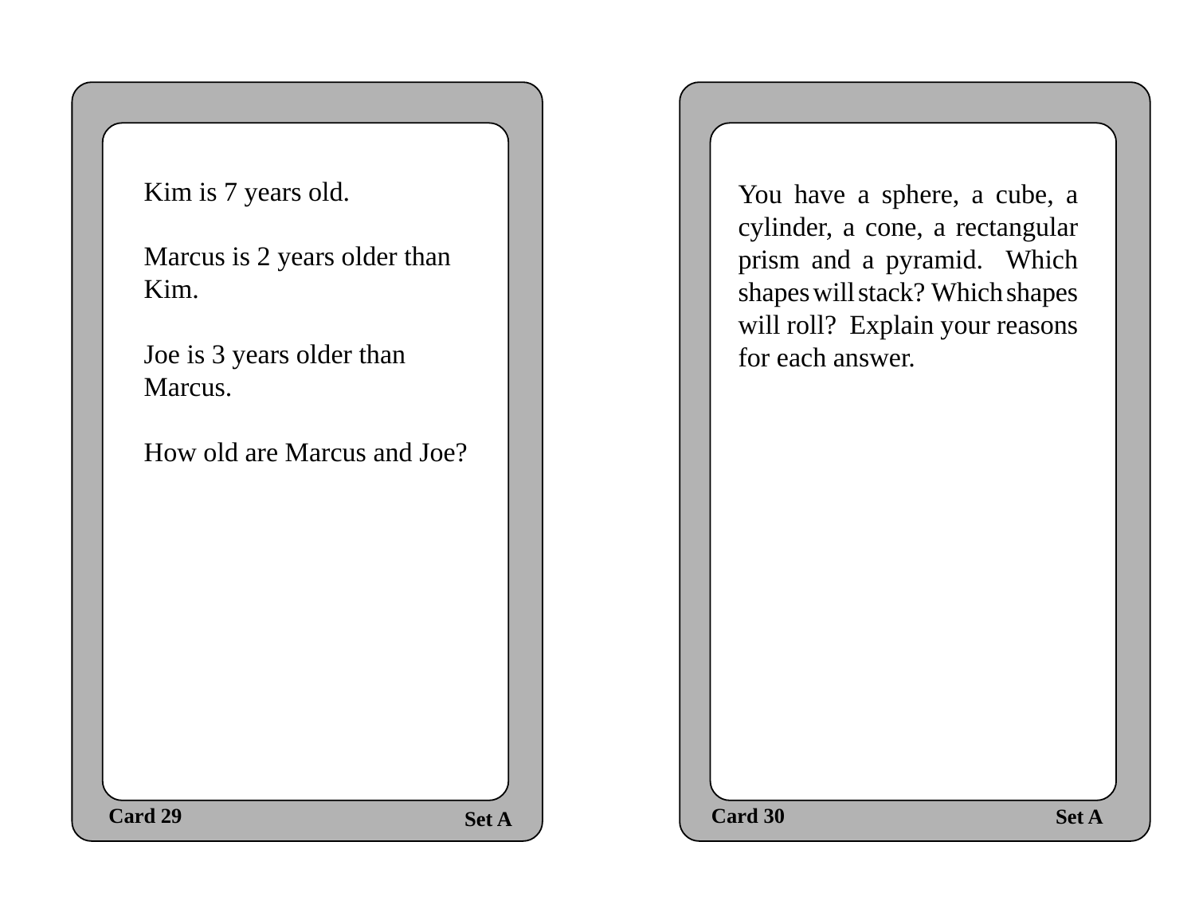Kim is 7 years old.

Marcus is 2 years older than Kim.

Joe is 3 years older than Marcus.

How old are Marcus and Joe?

**Card 29** **Set A**

You have a sphere, a cube, a cylinder, a cone, a rectangular prism and a pyramid. Which shapes will stack? Which shapes will roll? Explain your reasons for each answer.

**Card 30** **Set A**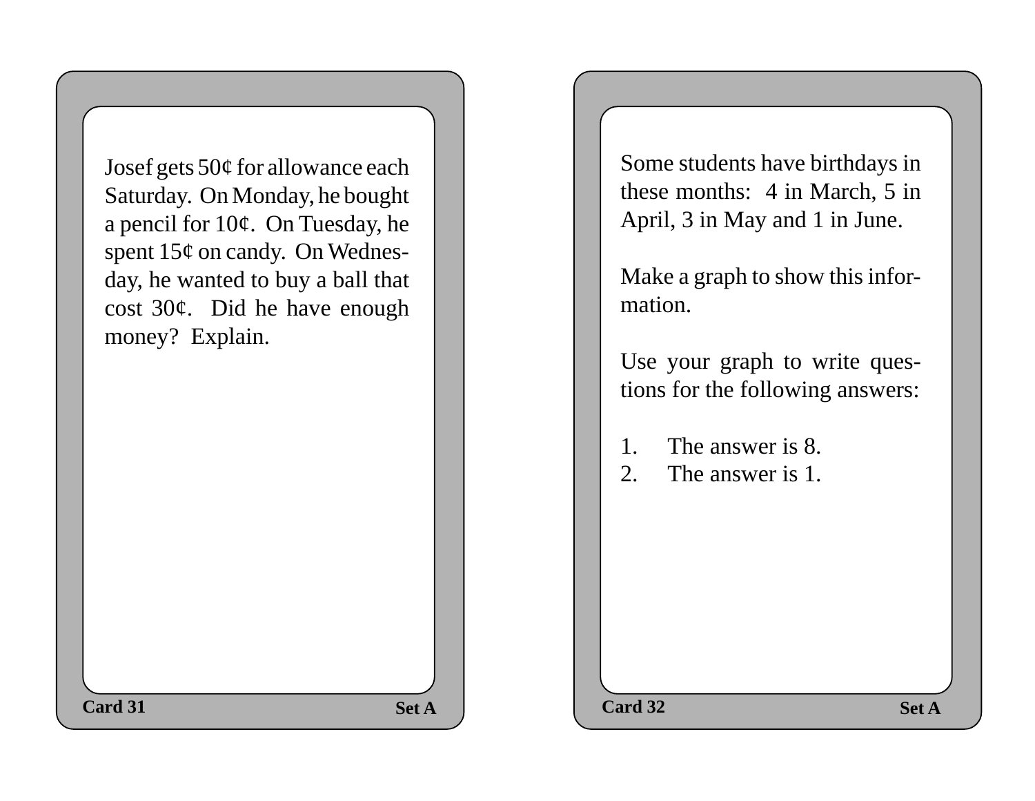Josef gets 50¢ for allowance each Saturday. On Monday, he bought a pencil for 10¢. On Tuesday, he spent 15¢ on candy. On Wednesday, he wanted to buy a ball that cost 30¢. Did he have enough money? Explain.

**Card 31** **Set A**

Some students have birthdays in these months: 4 in March, 5 in April, 3 in May and 1 in June.

Make a graph to show this information.

Use your graph to write questions for the following answers:

1. The answer is 8.
2. The answer is 1.

**Card 32** **Set A**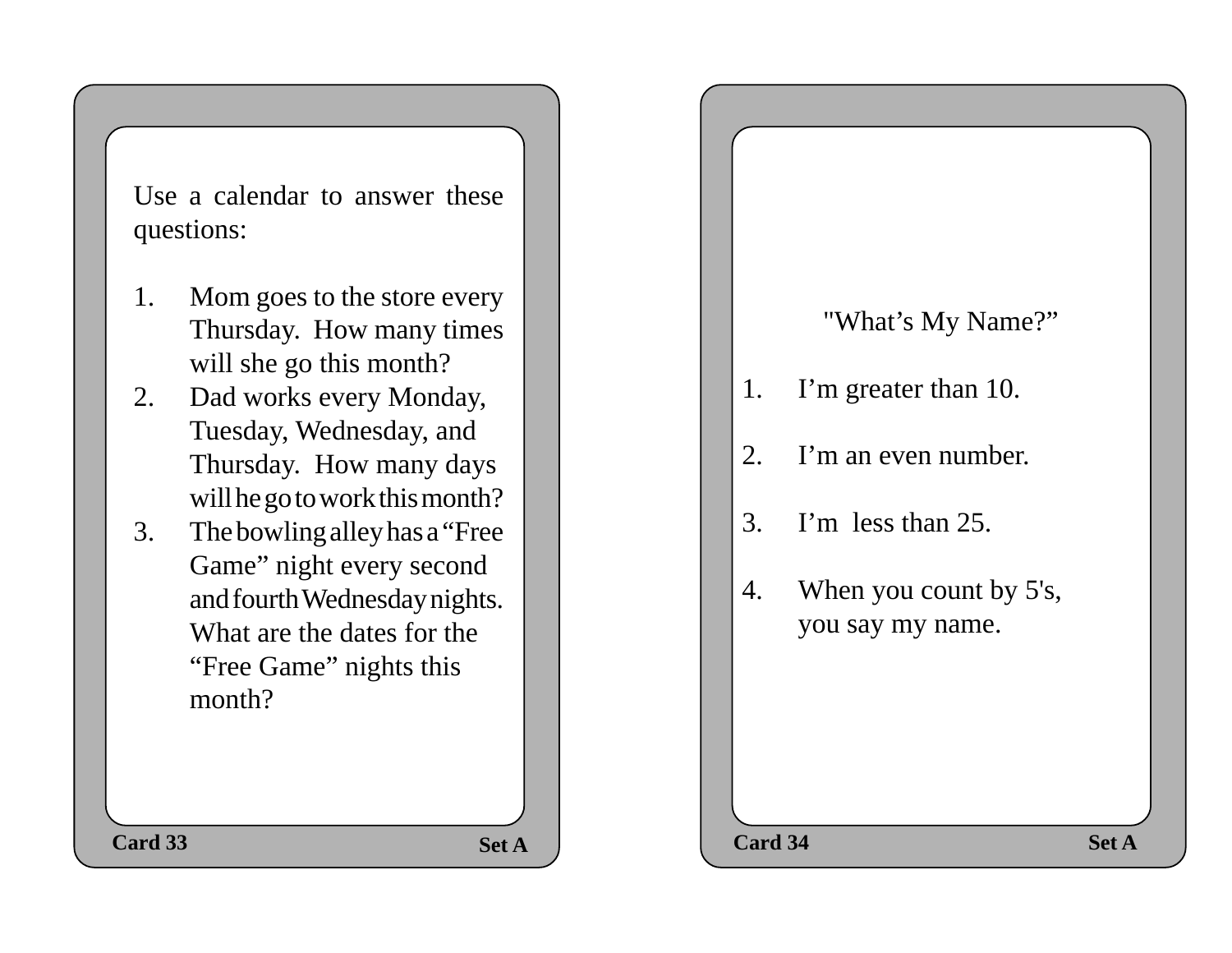Use a calendar to answer these questions:

1. Mom goes to the store every Thursday. How many times will she go this month?
2. Dad works every Monday, Tuesday, Wednesday, and Thursday. How many days will he go to work this month?
3. The bowling alley has a “Free Game” night every second and fourth Wednesday nights. What are the dates for the “Free Game” nights this month?

Card 33 Set A

"What’s My Name?”

1. I’m greater than 10.
2. I’m an even number.
3. I’m less than 25.
4. When you count by 5's, you say my name.

Card 34 Set A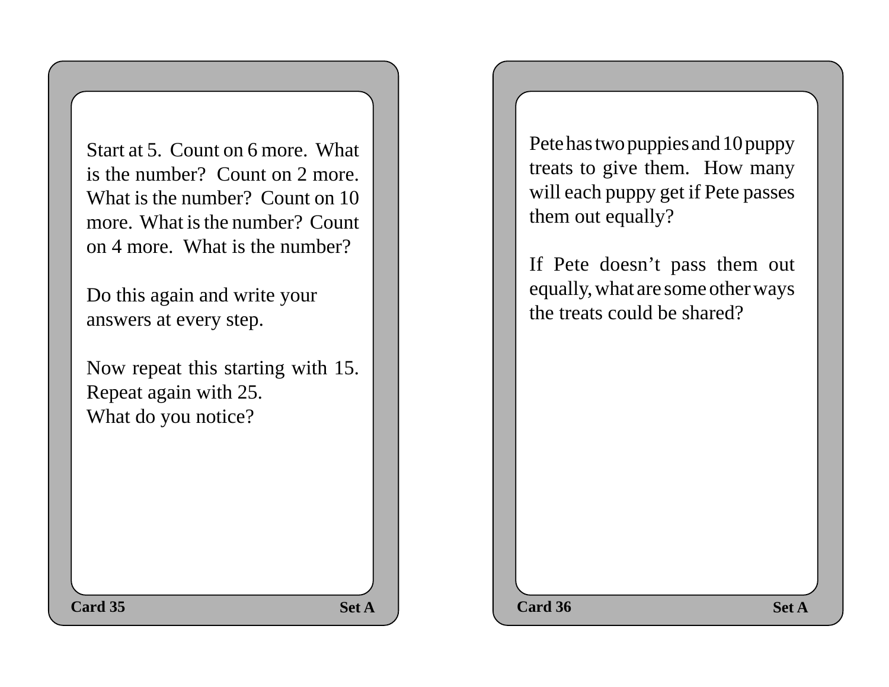Start at 5. Count on 6 more. What is the number? Count on 2 more. What is the number? Count on 10 more. What is the number? Count on 4 more. What is the number?

Do this again and write your answers at every step.

Now repeat this starting with 15. Repeat again with 25.
What do you notice?

**Card 35** **Set A**

Pete has two puppies and 10 puppy treats to give them. How many will each puppy get if Pete passes them out equally?

If Pete doesn't pass them out equally, what are some other ways the treats could be shared?

**Card 36** **Set A**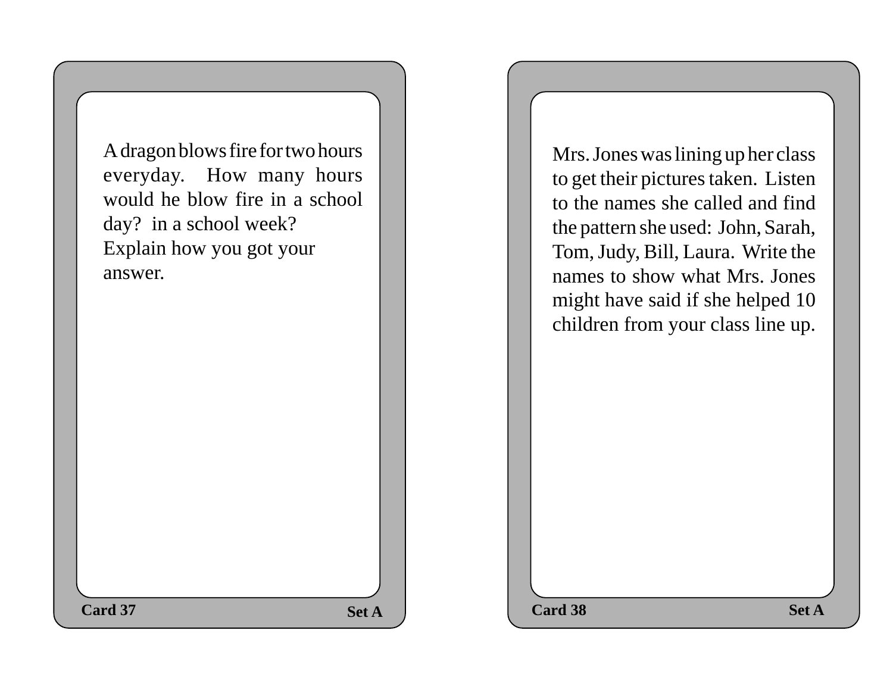A dragon blows fire for two hours everyday. How many hours would he blow fire in a school day? in a school week? Explain how you got your answer.

**Card 37** **Set A**

Mrs. Jones was lining up her class to get their pictures taken. Listen to the names she called and find the pattern she used: John, Sarah, Tom, Judy, Bill, Laura. Write the names to show what Mrs. Jones might have said if she helped 10 children from your class line up.

**Card 38** **Set A**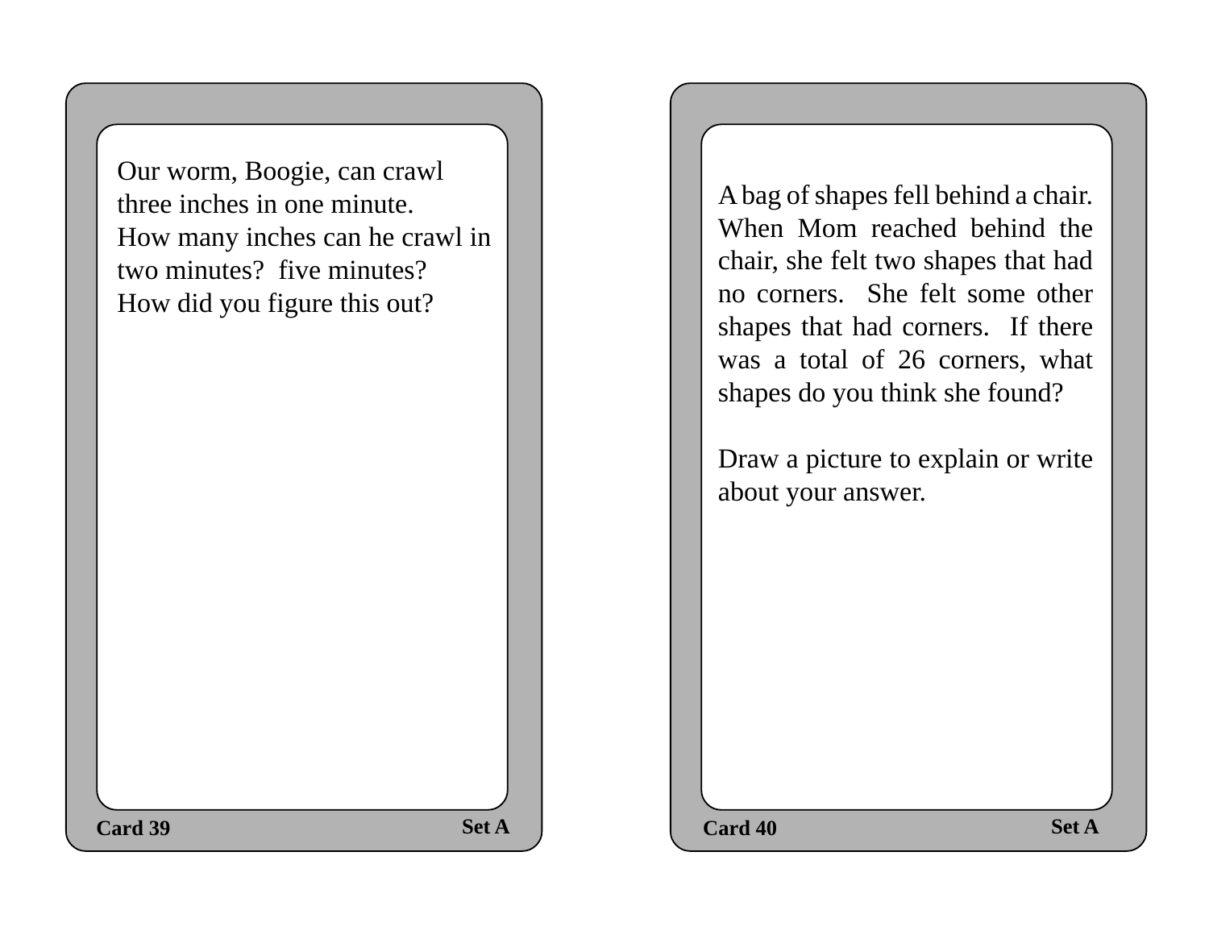Our worm, Boogie, can crawl three inches in one minute.
How many inches can he crawl in two minutes? five minutes?
How did you figure this out?

**Card 39** **Set A**

A bag of shapes fell behind a chair. When Mom reached behind the chair, she felt two shapes that had no corners. She felt some other shapes that had corners. If there was a total of 26 corners, what shapes do you think she found?

Draw a picture to explain or write about your answer.

**Card 40** **Set A**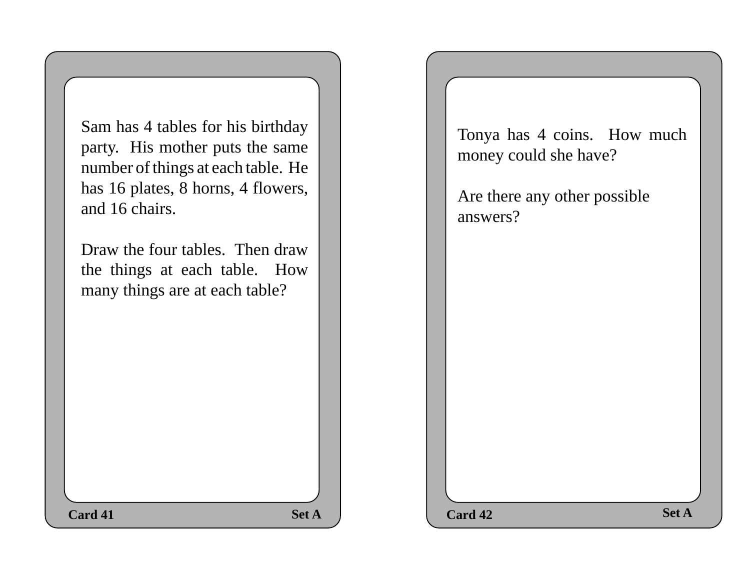Sam has 4 tables for his birthday party. His mother puts the same number of things at each table. He has 16 plates, 8 horns, 4 flowers, and 16 chairs.

Draw the four tables. Then draw the things at each table. How many things are at each table?

**Card 41** **Set A**

Tonya has 4 coins. How much money could she have?

Are there any other possible answers?

**Card 42** **Set A**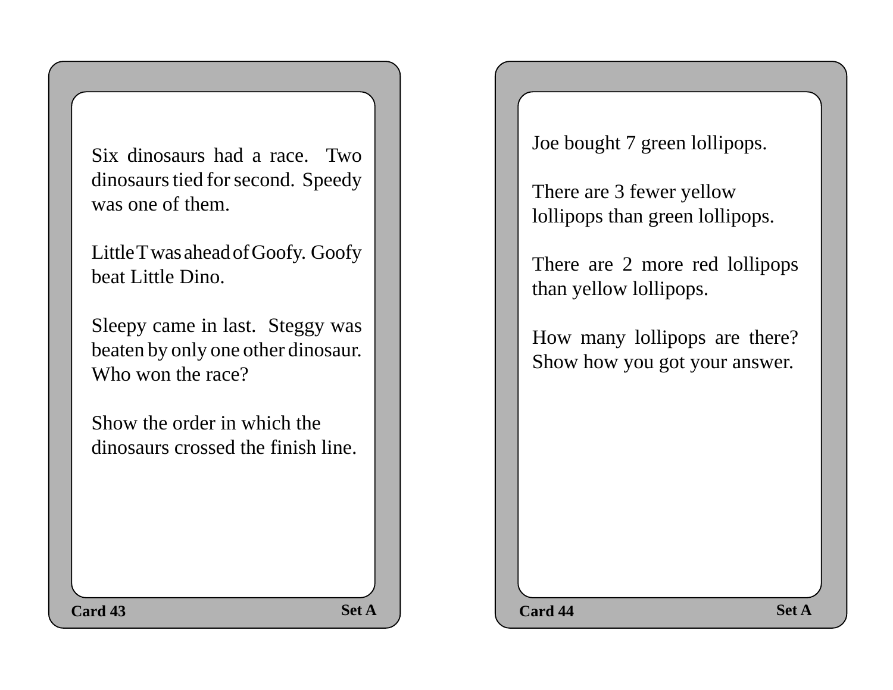Six dinosaurs had a race. Two dinosaurs tied for second. Speedy was one of them.

Little T was ahead of Goofy. Goofy beat Little Dino.

Sleepy came in last. Steggy was beaten by only one other dinosaur. Who won the race?

Show the order in which the dinosaurs crossed the finish line.

**Card 43** **Set A**

Joe bought 7 green lollipops.

There are 3 fewer yellow lollipops than green lollipops.

There are 2 more red lollipops than yellow lollipops.

How many lollipops are there? Show how you got your answer.

**Card 44** **Set A**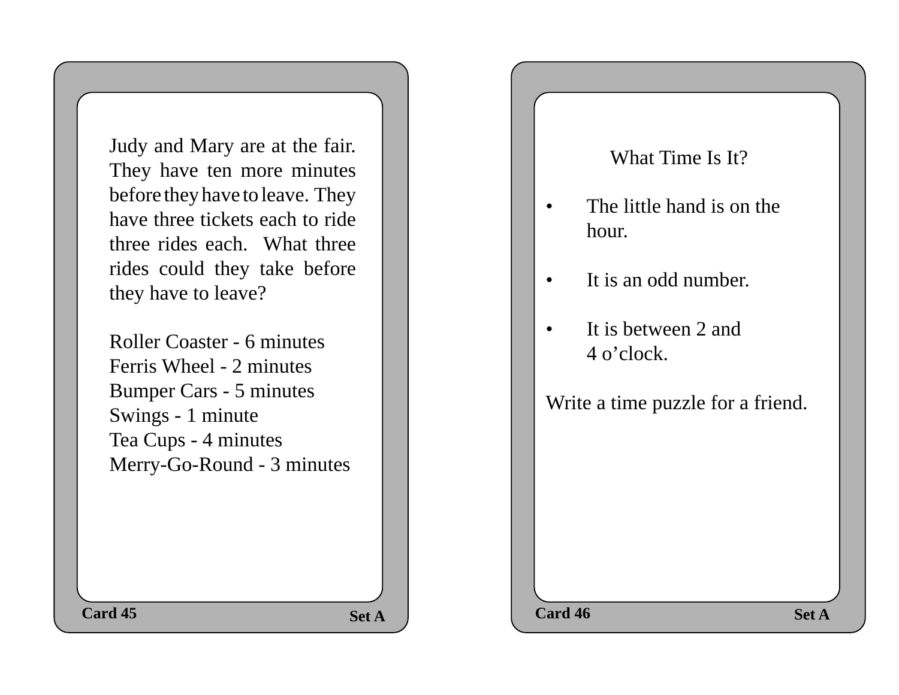Judy and Mary are at the fair. They have ten more minutes before they have to leave. They have three tickets each to ride three rides each. What three rides could they take before they have to leave?

Roller Coaster - 6 minutes
Ferris Wheel - 2 minutes
Bumper Cars - 5 minutes
Swings - 1 minute
Tea Cups - 4 minutes
Merry-Go-Round - 3 minutes

Card 45 Set A

What Time Is It?

- The little hand is on the hour.
- It is an odd number.
- It is between 2 and 4 o'clock.

Write a time puzzle for a friend.

Card 46 Set A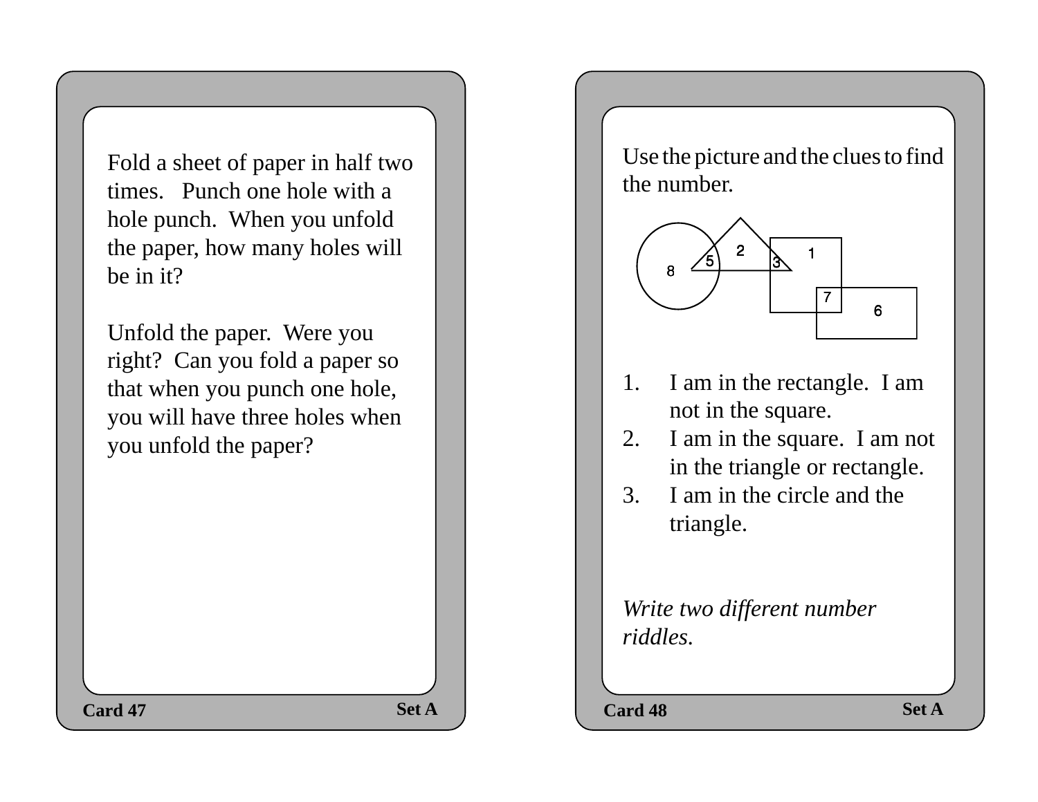Fold a sheet of paper in half two times. Punch one hole with a hole punch. When you unfold the paper, how many holes will be in it?

Unfold the paper. Were you right? Can you fold a paper so that when you punch one hole, you will have three holes when you unfold the paper?

**Card 47** **Set A**

---

Use the picture and the clues to find the number.

1. I am in the rectangle. I am not in the square.
2. I am in the square. I am not in the triangle or rectangle.
3. I am in the circle and the triangle.

*Write two different number riddles.*

**Card 48** **Set A**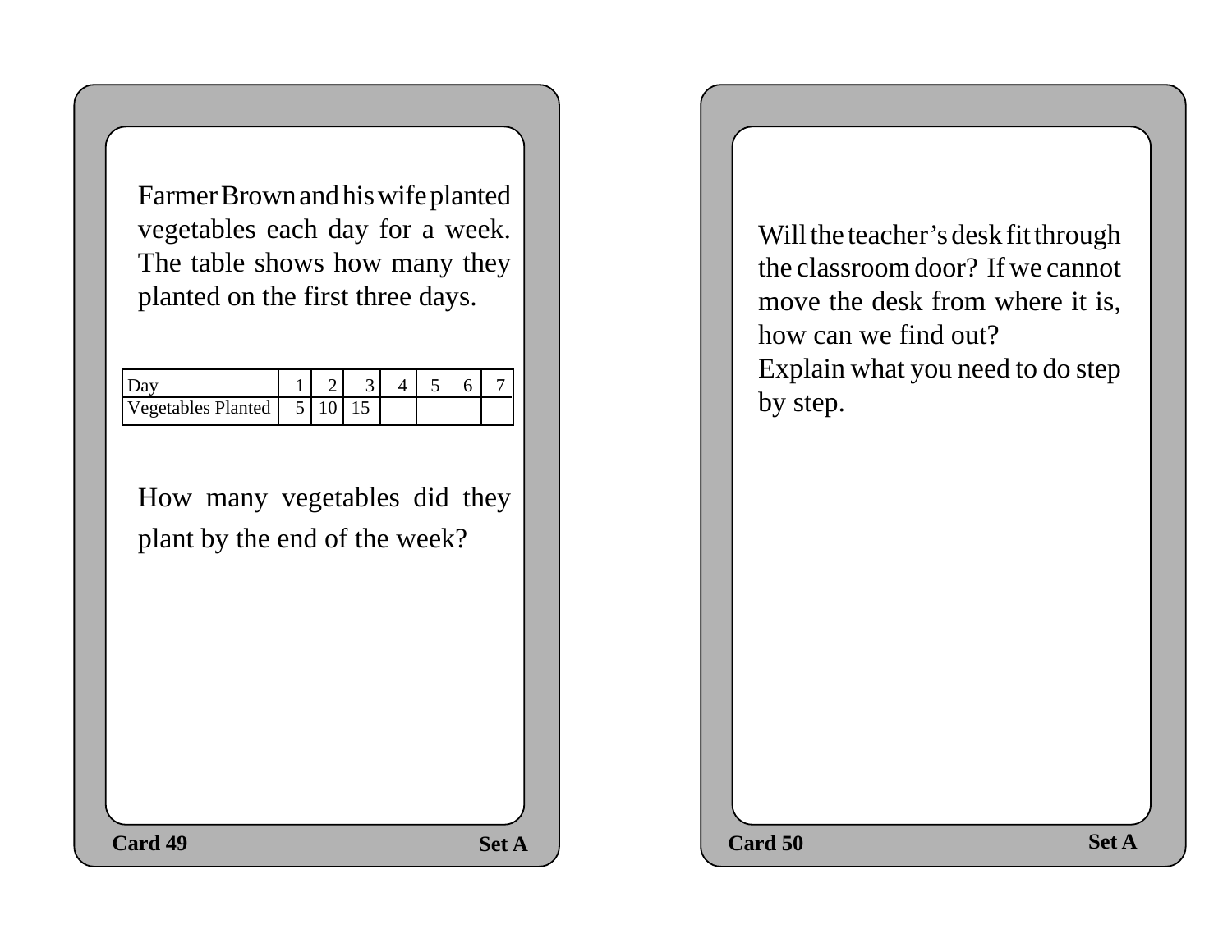Farmer Brown and his wife planted vegetables each day for a week. The table shows how many they planted on the first three days.

| Day | 1 | 2 | 3 | 4 | 5 | 6 | 7 |
|---|---|---|---|---|---|---|---|
| Vegetables Planted | 5 | 10 | 15 | | | | |

How many vegetables did they plant by the end of the week?

**Card 49** **Set A**

Will the teacher's desk fit through the classroom door? If we cannot move the desk from where it is, how can we find out?

Explain what you need to do step by step.

**Card 50** **Set A**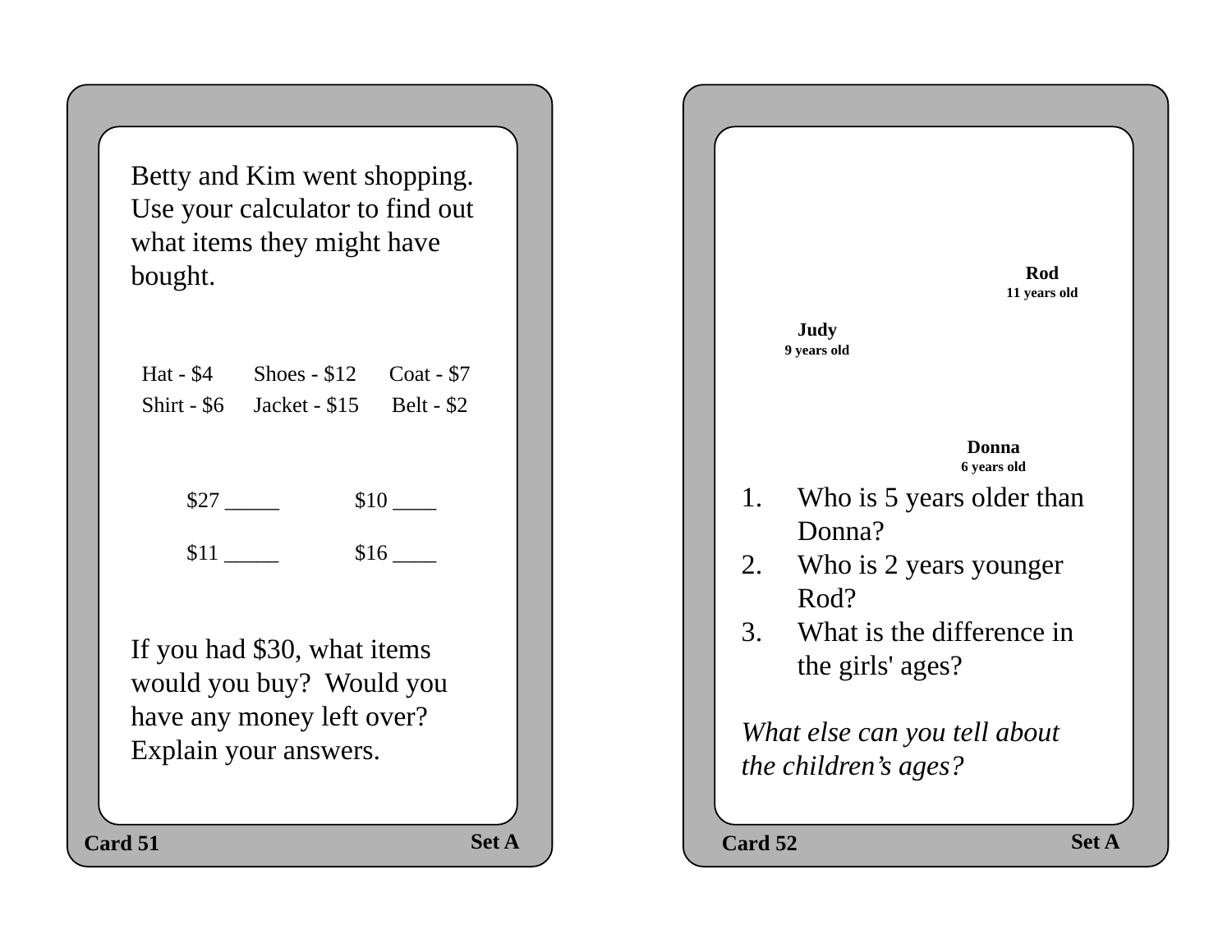Betty and Kim went shopping. Use your calculator to find out what items they might have bought.

| Hat - $4 | Shoes - $12 | Coat - $7 |
| --- | --- | --- |
| Shirt - $6 | Jacket - $15 | Belt - $2 |

$27 _____ $10 ____

$11 _____ $16 ____

If you had $30, what items would you buy? Would you have any money left over? Explain your answers.

**Card 51** **Set A**

---

**Rod**
**11 years old**

**Judy**
**9 years old**

**Donna**
**6 years old**

1. Who is 5 years older than Donna?
2. Who is 2 years younger Rod?
3. What is the difference in the girls' ages?

*What else can you tell about the children's ages?*

**Card 52** **Set A**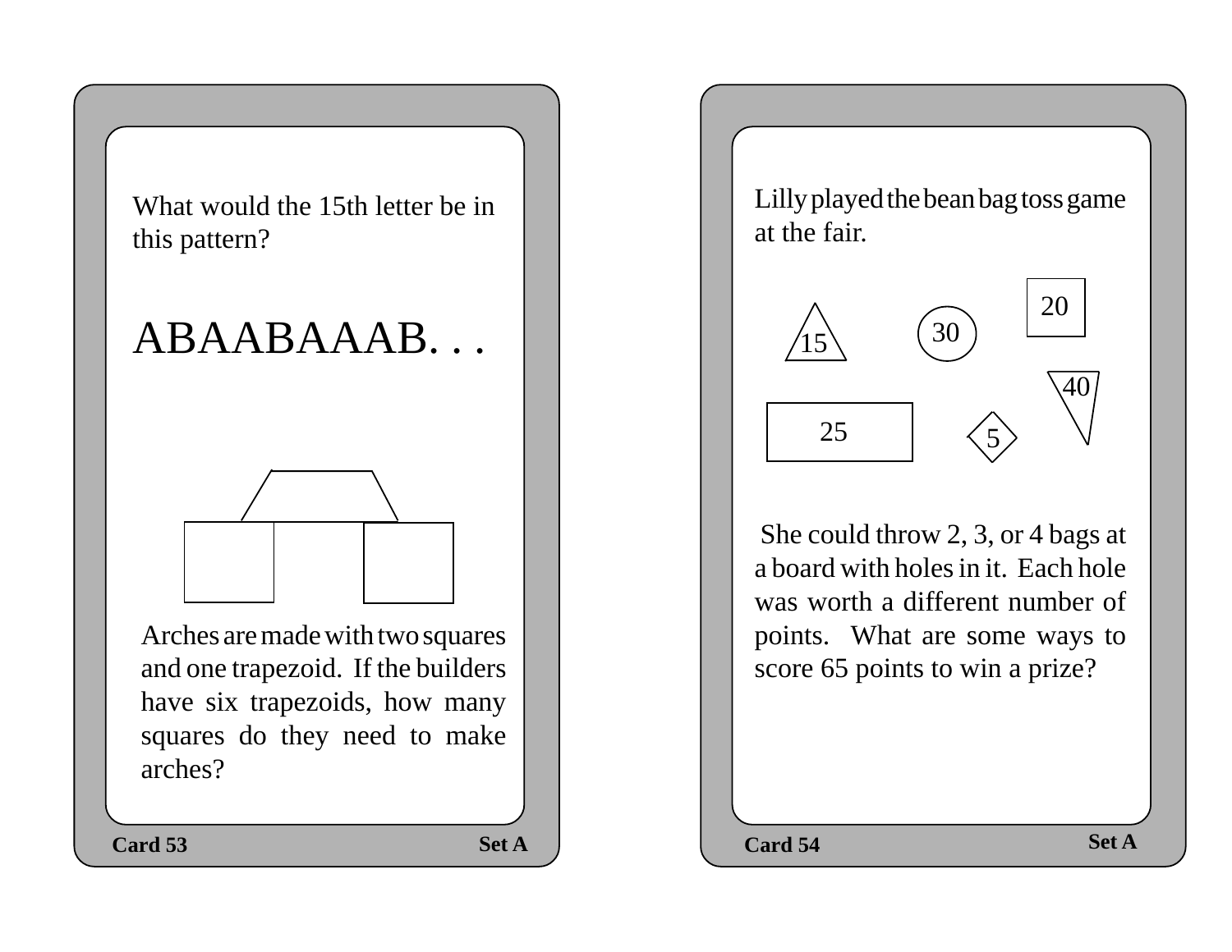What would the 15th letter be in this pattern?

ABAABAAAB. . .

Arches are made with two squares and one trapezoid. If the builders have six trapezoids, how many squares do they need to make arches?

Card 53 Set A

Lilly played the bean bag toss game at the fair.

15 30 20 40 25 5

She could throw 2, 3, or 4 bags at a board with holes in it. Each hole was worth a different number of points. What are some ways to score 65 points to win a prize?

Card 54 Set A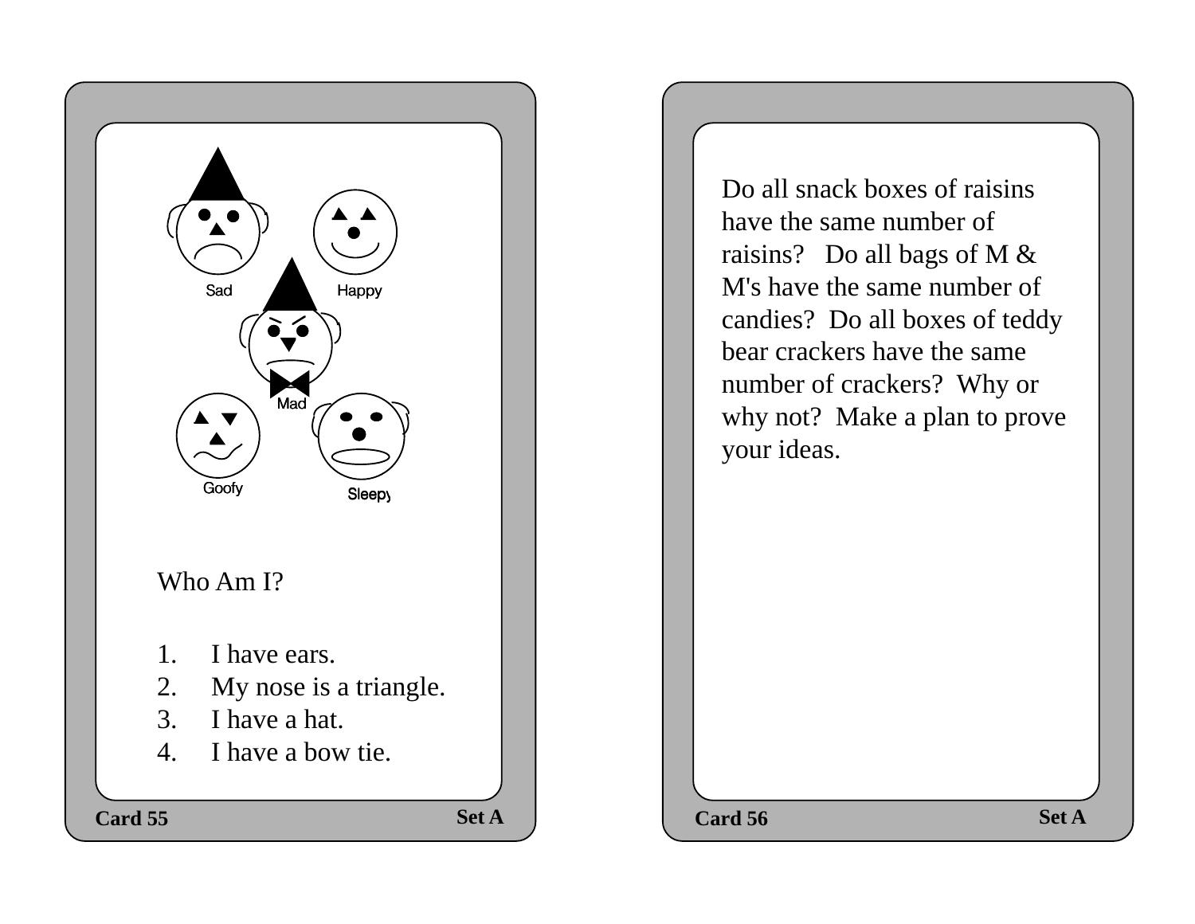Sad

Happy

Mad

Goofy

Sleepy

Who Am I?

1. I have ears.
2. My nose is a triangle.
3. I have a hat.
4. I have a bow tie.

Card 55 Set A

Do all snack boxes of raisins have the same number of raisins? Do all bags of M & M's have the same number of candies? Do all boxes of teddy bear crackers have the same number of crackers? Why or why not? Make a plan to prove your ideas.

Card 56 Set A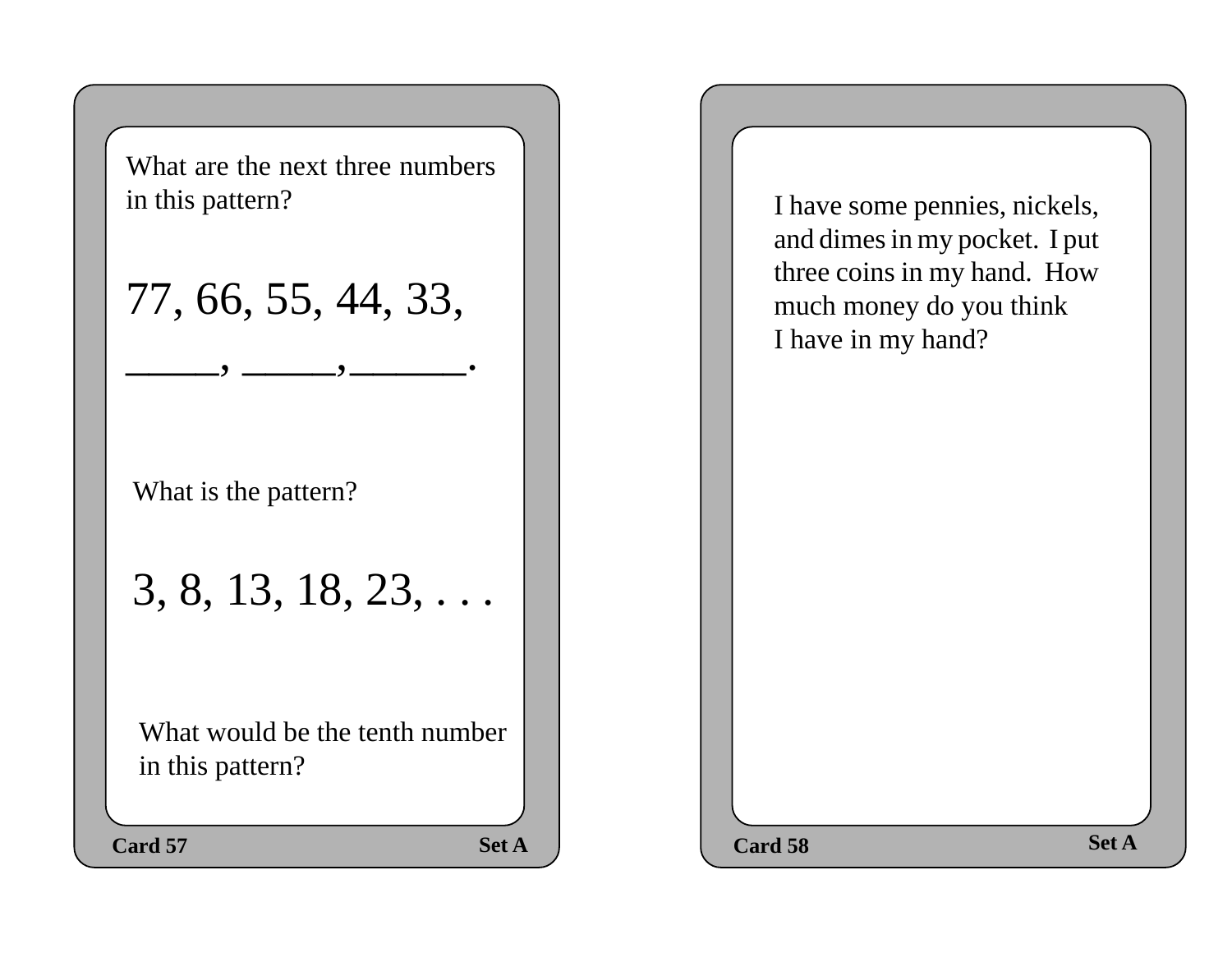What are the next three numbers in this pattern?

77, 66, 55, 44, 33, _____, _____,______.

What is the pattern?

3, 8, 13, 18, 23, . . .

What would be the tenth number in this pattern?

**Card 57** **Set A**

I have some pennies, nickels, and dimes in my pocket. I put three coins in my hand. How much money do you think I have in my hand?

**Card 58** **Set A**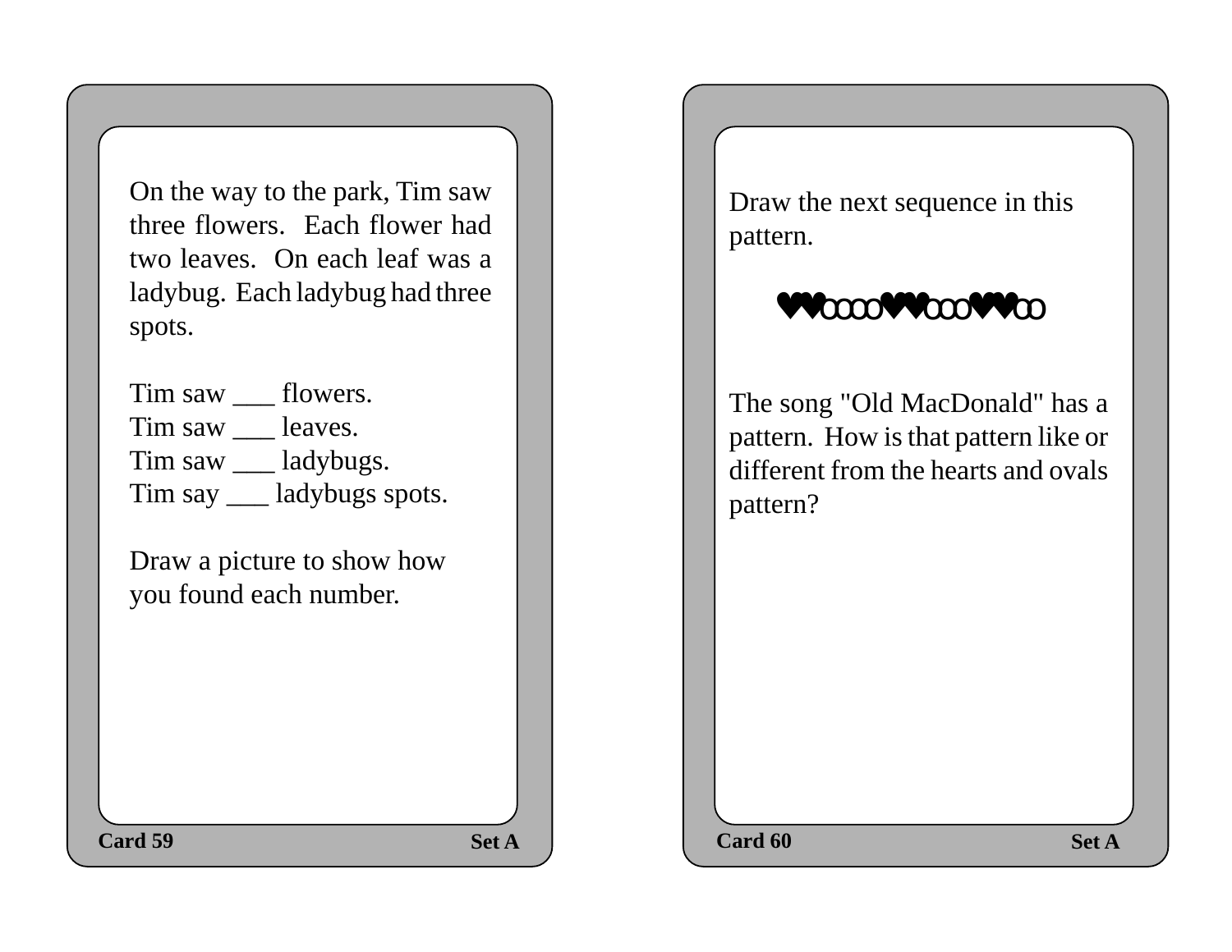On the way to the park, Tim saw three flowers. Each flower had two leaves. On each leaf was a ladybug. Each ladybug had three spots.

Tim saw ___ flowers.
Tim saw ___ leaves.
Tim saw ___ ladybugs.
Tim say ___ ladybugs spots.

Draw a picture to show how you found each number.

**Card 59** **Set A**

---

Draw the next sequence in this pattern.

♥♥oooo♥♥ooo♥♥oo

The song "Old MacDonald" has a pattern. How is that pattern like or different from the hearts and ovals pattern?

**Card 60** **Set A**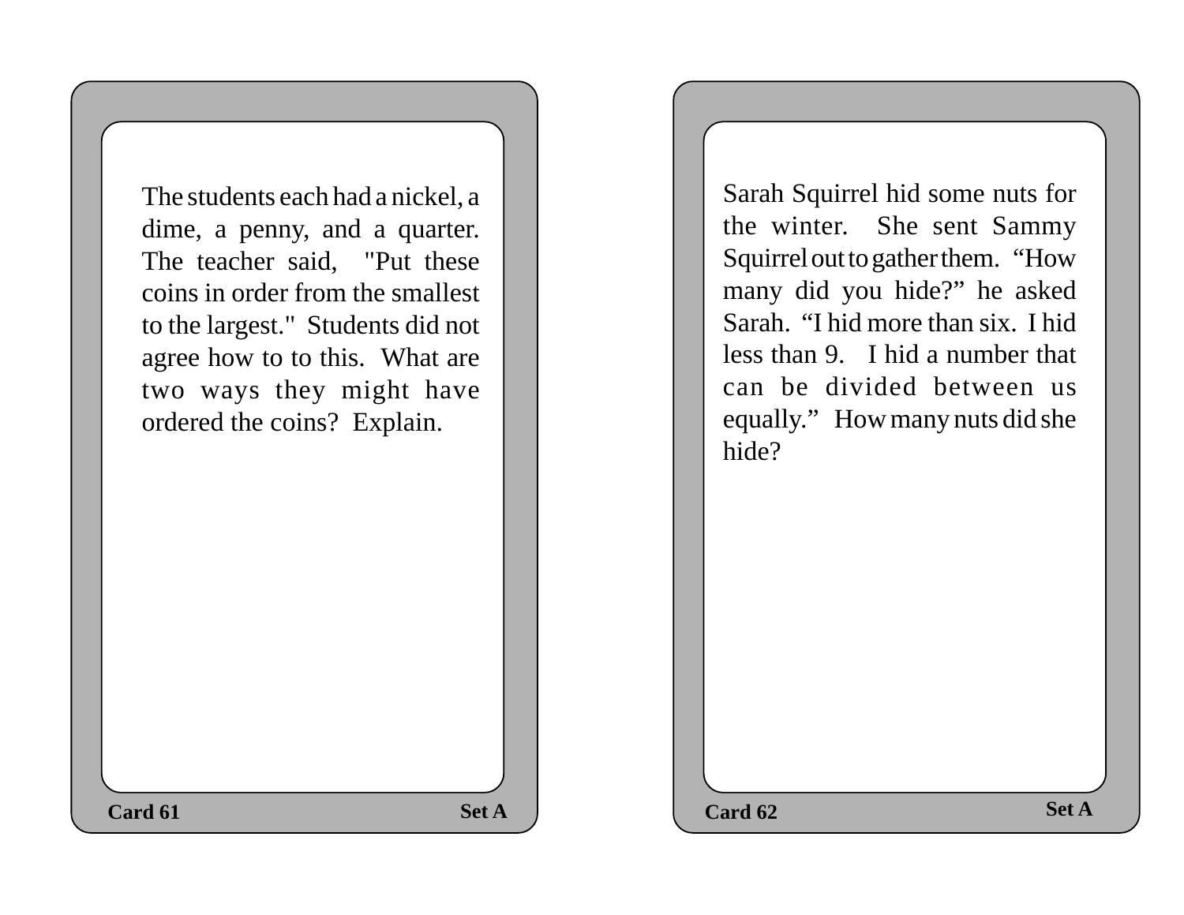The students each had a nickel, a dime, a penny, and a quarter. The teacher said, "Put these coins in order from the smallest to the largest." Students did not agree how to to this. What are two ways they might have ordered the coins? Explain.

**Card 61** **Set A**

Sarah Squirrel hid some nuts for the winter. She sent Sammy Squirrel out to gather them. “How many did you hide?” he asked Sarah. “I hid more than six. I hid less than 9. I hid a number that can be divided between us equally.” How many nuts did she hide?

**Card 62** **Set A**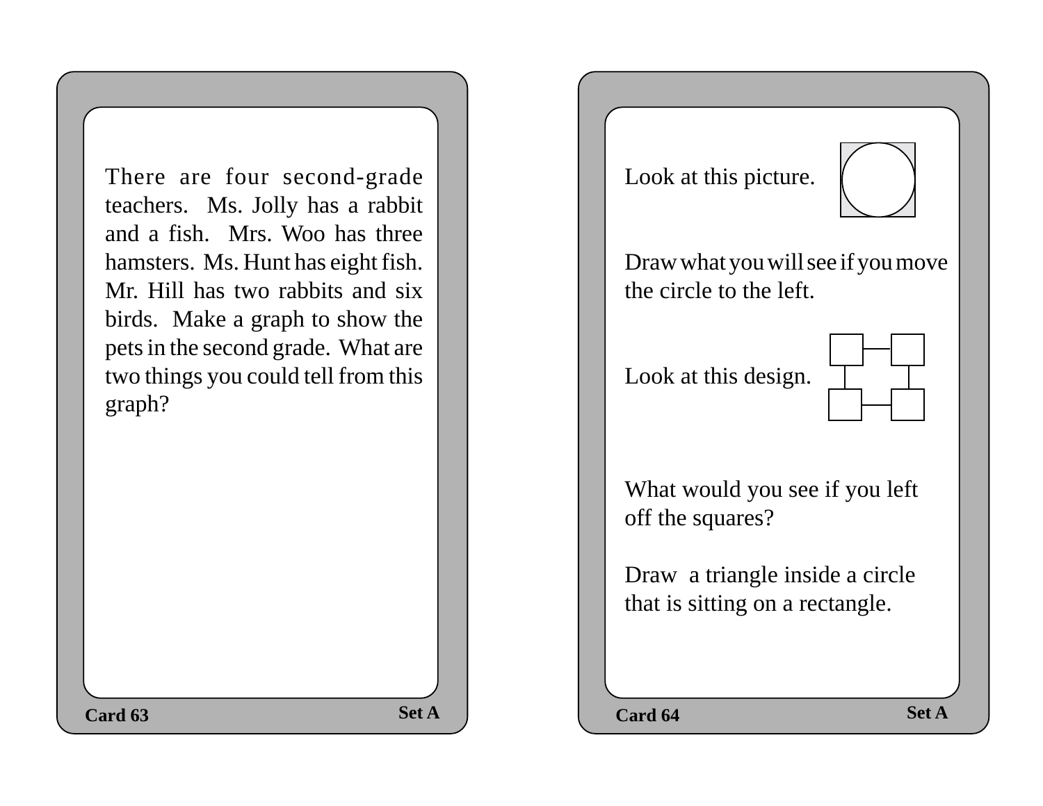There are four second-grade teachers. Ms. Jolly has a rabbit and a fish. Mrs. Woo has three hamsters. Ms. Hunt has eight fish. Mr. Hill has two rabbits and six birds. Make a graph to show the pets in the second grade. What are two things you could tell from this graph?

**Card 63** **Set A**

Look at this picture.

Draw what you will see if you move the circle to the left.

Look at this design.

What would you see if you left off the squares?

Draw a triangle inside a circle that is sitting on a rectangle.

**Card 64** **Set A**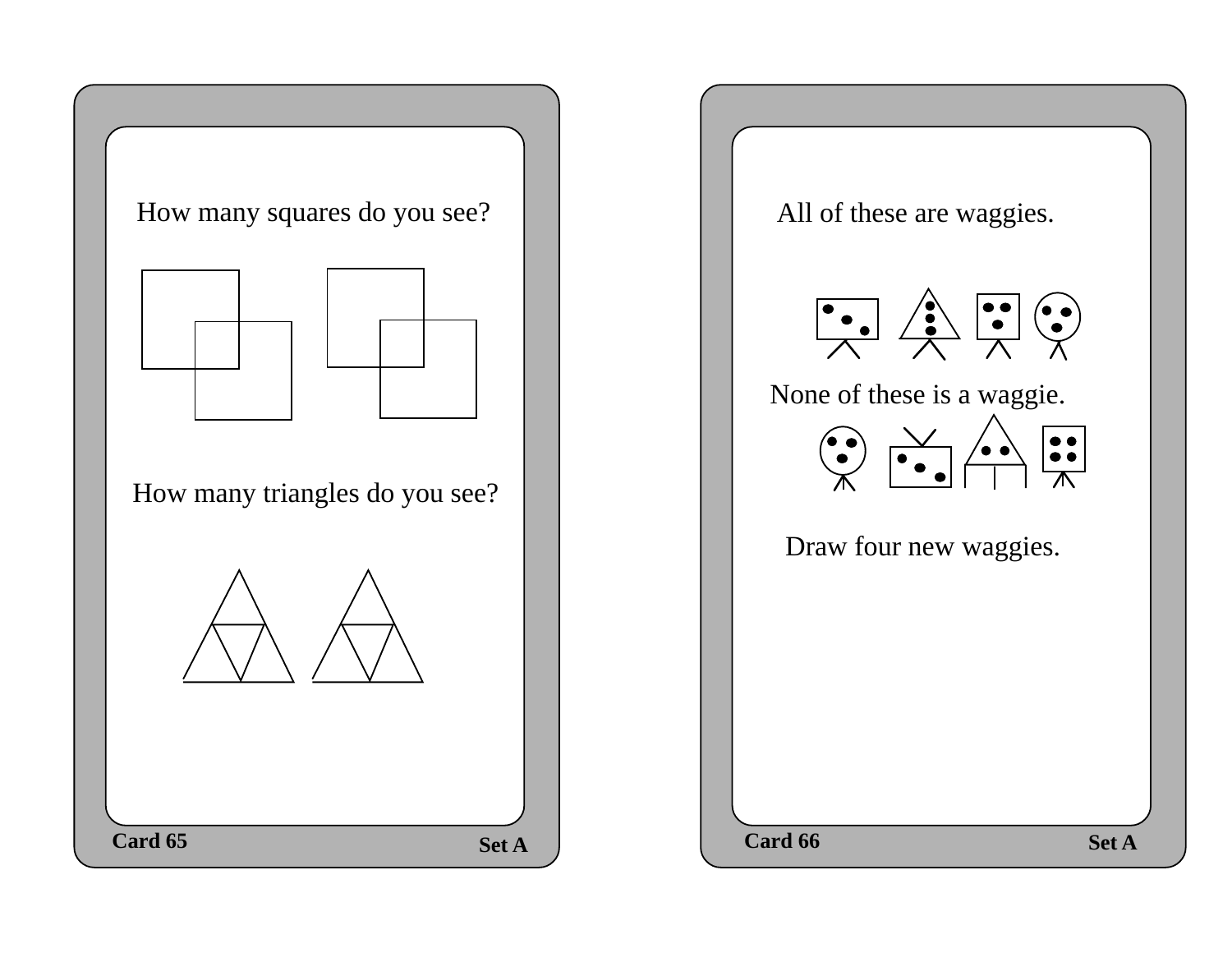How many squares do you see?

How many triangles do you see?

Card 65

Set A

All of these are waggies.

None of these is a waggie.

Draw four new waggies.

Card 66

Set A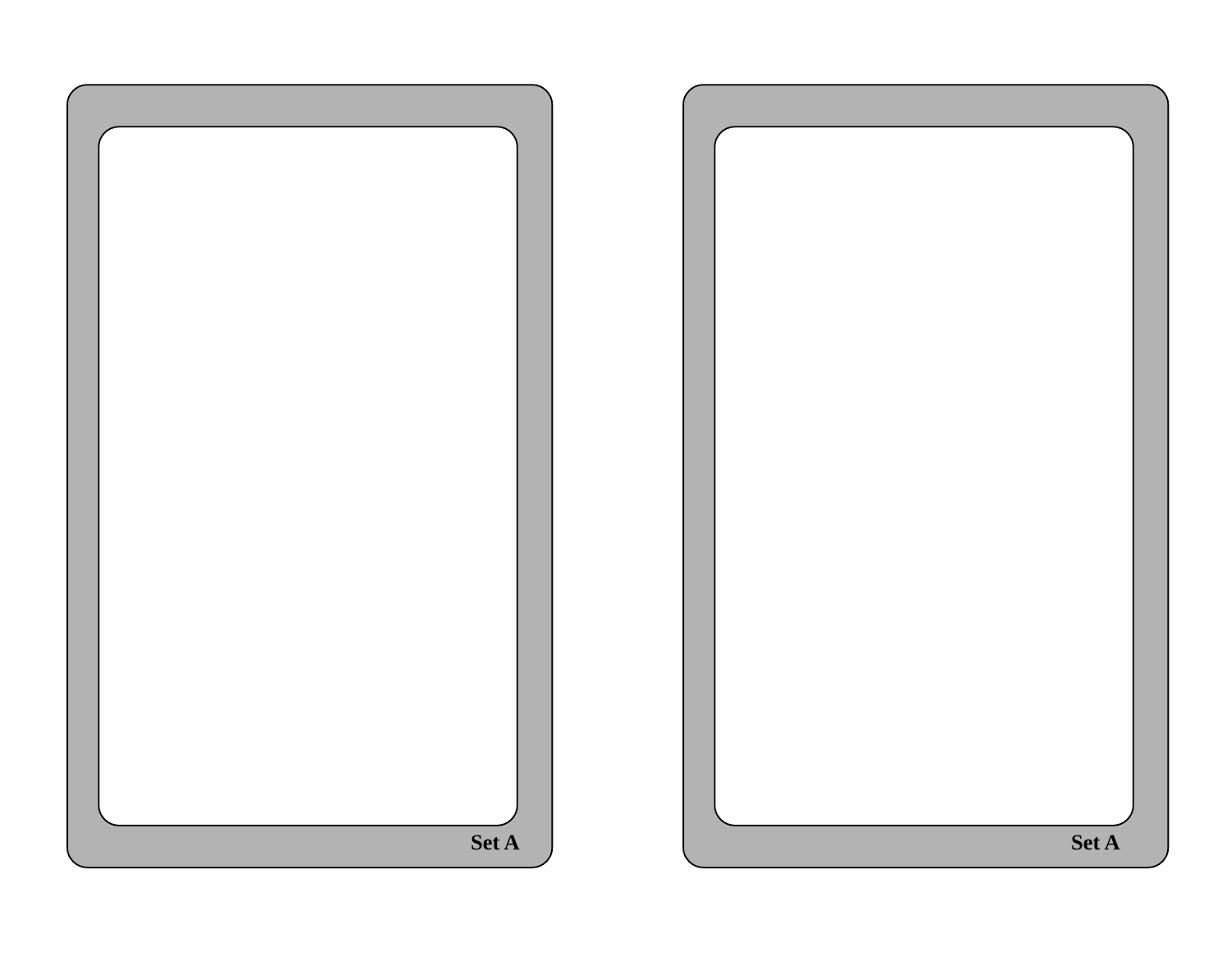Set A

Set A